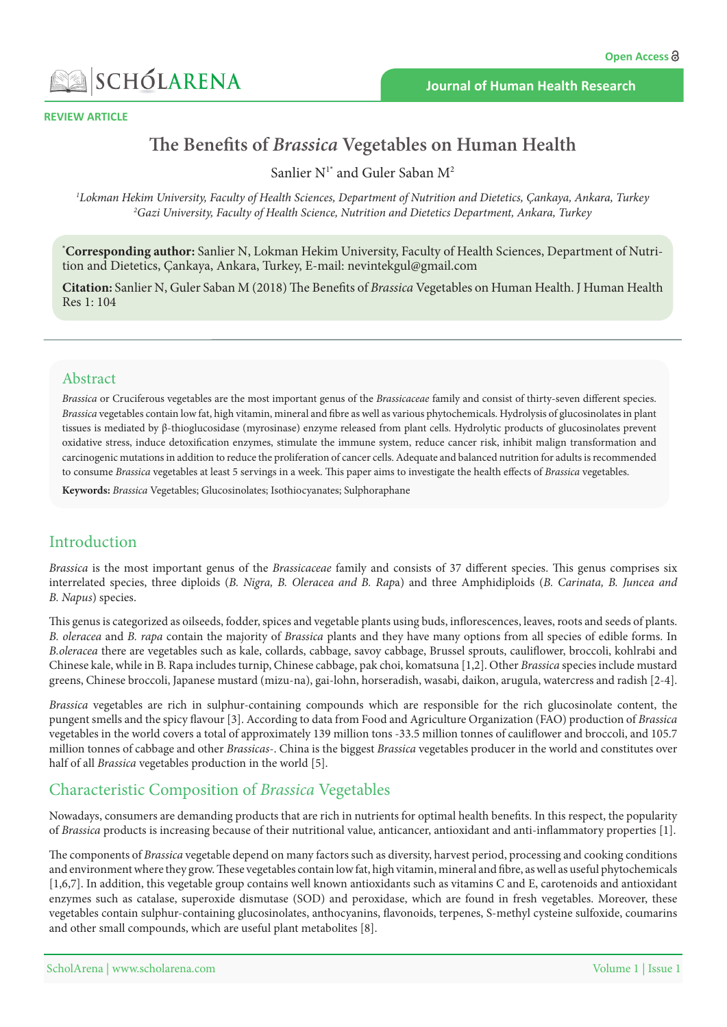Open Access

REVIEW ARTICLE

# The Benefits of *Brassica* Vegetables on Human Health

Sanlier N[1*] and Guler Saban M[2]

[1]*Lokman Hekim University, Faculty of Health Sciences, Department of Nutrition and Dietetics, Çankaya, Ankara, Turkey*
[2]*Gazi University, Faculty of Health Science, Nutrition and Dietetics Department, Ankara, Turkey*

**\*Corresponding author:** Sanlier N, Lokman Hekim University, Faculty of Health Sciences, Department of Nutrition and Dietetics, Çankaya, Ankara, Turkey, E-mail: nevintekgul@gmail.com

**Citation:** Sanlier N, Guler Saban M (2018) The Benefits of *Brassica* Vegetables on Human Health. J Human Health Res 1: 104

## Abstract

*Brassica* or Cruciferous vegetables are the most important genus of the *Brassicaceae* family and consist of thirty-seven different species. *Brassica* vegetables contain low fat, high vitamin, mineral and fibre as well as various phytochemicals. Hydrolysis of glucosinolates in plant tissues is mediated by β-thioglucosidase (myrosinase) enzyme released from plant cells. Hydrolytic products of glucosinolates prevent oxidative stress, induce detoxification enzymes, stimulate the immune system, reduce cancer risk, inhibit malign transformation and carcinogenic mutations in addition to reduce the proliferation of cancer cells. Adequate and balanced nutrition for adults is recommended to consume *Brassica* vegetables at least 5 servings in a week. This paper aims to investigate the health effects of *Brassica* vegetables.

**Keywords:** *Brassica* Vegetables; Glucosinolates; Isothiocyanates; Sulphoraphane

## Introduction

*Brassica* is the most important genus of the *Brassicaceae* family and consists of 37 different species. This genus comprises six interrelated species, three diploids (*B. Nigra, B. Oleracea and B. Rap*a) and three Amphidiploids (*B. Carinata, B. Juncea and B. Napus*) species.

This genus is categorized as oilseeds, fodder, spices and vegetable plants using buds, inflorescences, leaves, roots and seeds of plants. *B. oleracea* and *B. rapa* contain the majority of *Brassica* plants and they have many options from all species of edible forms. In *B.oleracea* there are vegetables such as kale, collards, cabbage, savoy cabbage, Brussel sprouts, cauliflower, broccoli, kohlrabi and Chinese kale, while in B. Rapa includes turnip, Chinese cabbage, pak choi, komatsuna [1,2]. Other *Brassica* species include mustard greens, Chinese broccoli, Japanese mustard (mizu-na), gai-lohn, horseradish, wasabi, daikon, arugula, watercress and radish [2-4].

*Brassica* vegetables are rich in sulphur-containing compounds which are responsible for the rich glucosinolate content, the pungent smells and the spicy flavour [3]. According to data from Food and Agriculture Organization (FAO) production of *Brassica* vegetables in the world covers a total of approximately 139 million tons -33.5 million tonnes of cauliflower and broccoli, and 105.7 million tonnes of cabbage and other *Brassicas*-. China is the biggest *Brassica* vegetables producer in the world and constitutes over half of all *Brassica* vegetables production in the world [5].

## Characteristic Composition of *Brassica* Vegetables

Nowadays, consumers are demanding products that are rich in nutrients for optimal health benefits. In this respect, the popularity of *Brassica* products is increasing because of their nutritional value, anticancer, antioxidant and anti-inflammatory properties [1].

The components of *Brassica* vegetable depend on many factors such as diversity, harvest period, processing and cooking conditions and environment where they grow. These vegetables contain low fat, high vitamin, mineral and fibre, as well as useful phytochemicals [1,6,7]. In addition, this vegetable group contains well known antioxidants such as vitamins C and E, carotenoids and antioxidant enzymes such as catalase, superoxide dismutase (SOD) and peroxidase, which are found in fresh vegetables. Moreover, these vegetables contain sulphur-containing glucosinolates, anthocyanins, flavonoids, terpenes, S-methyl cysteine sulfoxide, coumarins and other small compounds, which are useful plant metabolites [8].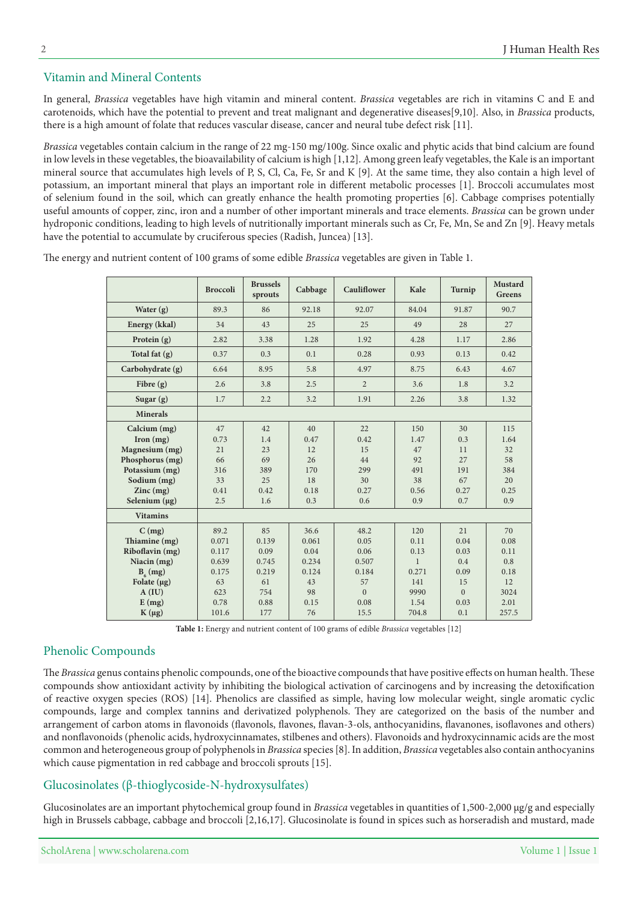## Vitamin and Mineral Contents

In general, *Brassica* vegetables have high vitamin and mineral content. *Brassica* vegetables are rich in vitamins C and E and carotenoids, which have the potential to prevent and treat malignant and degenerative diseases[9,10]. Also, in *Brassica* products, there is a high amount of folate that reduces vascular disease, cancer and neural tube defect risk [11].

*Brassica* vegetables contain calcium in the range of 22 mg-150 mg/100g. Since oxalic and phytic acids that bind calcium are found in low levels in these vegetables, the bioavailability of calcium is high [1,12]. Among green leafy vegetables, the Kale is an important mineral source that accumulates high levels of P, S, Cl, Ca, Fe, Sr and K [9]. At the same time, they also contain a high level of potassium, an important mineral that plays an important role in different metabolic processes [1]. Broccoli accumulates most of selenium found in the soil, which can greatly enhance the health promoting properties [6]. Cabbage comprises potentially useful amounts of copper, zinc, iron and a number of other important minerals and trace elements. *Brassica* can be grown under hydroponic conditions, leading to high levels of nutritionally important minerals such as Cr, Fe, Mn, Se and Zn [9]. Heavy metals have the potential to accumulate by cruciferous species (Radish, Juncea) [13].

The energy and nutrient content of 100 grams of some edible *Brassica* vegetables are given in Table 1.

| | Broccoli | Brussels sprouts | Cabbage | Cauliflower | Kale | Turnip | Mustard Greens |
|---|---|---|---|---|---|---|---|
| **Water (g)** | 89.3 | 86 | 92.18 | 92.07 | 84.04 | 91.87 | 90.7 |
| **Energy (kkal)** | 34 | 43 | 25 | 25 | 49 | 28 | 27 |
| **Protein (g)** | 2.82 | 3.38 | 1.28 | 1.92 | 4.28 | 1.17 | 2.86 |
| **Total fat (g)** | 0.37 | 0.3 | 0.1 | 0.28 | 0.93 | 0.13 | 0.42 |
| **Carbohydrate (g)** | 6.64 | 8.95 | 5.8 | 4.97 | 8.75 | 6.43 | 4.67 |
| **Fibre (g)** | 2.6 | 3.8 | 2.5 | 2 | 3.6 | 1.8 | 3.2 |
| **Sugar (g)** | 1.7 | 2.2 | 3.2 | 1.91 | 2.26 | 3.8 | 1.32 |
| **Minerals** | | | | | | | |
| **Calcium (mg)** | 47 | 42 | 40 | 22 | 150 | 30 | 115 |
| **Iron (mg)** | 0.73 | 1.4 | 0.47 | 0.42 | 1.47 | 0.3 | 1.64 |
| **Magnesium (mg)** | 21 | 23 | 12 | 15 | 47 | 11 | 32 |
| **Phosphorus (mg)** | 66 | 69 | 26 | 44 | 92 | 27 | 58 |
| **Potassium (mg)** | 316 | 389 | 170 | 299 | 491 | 191 | 384 |
| **Sodium (mg)** | 33 | 25 | 18 | 30 | 38 | 67 | 20 |
| **Zinc (mg)** | 0.41 | 0.42 | 0.18 | 0.27 | 0.56 | 0.27 | 0.25 |
| **Selenium (µg)** | 2.5 | 1.6 | 0.3 | 0.6 | 0.9 | 0.7 | 0.9 |
| **Vitamins** | | | | | | | |
| **C (mg)** | 89.2 | 85 | 36.6 | 48.2 | 120 | 21 | 70 |
| **Thiamine (mg)** | 0.071 | 0.139 | 0.061 | 0.05 | 0.11 | 0.04 | 0.08 |
| **Riboflavin (mg)** | 0.117 | 0.09 | 0.04 | 0.06 | 0.13 | 0.03 | 0.11 |
| **Niacin (mg)** | 0.639 | 0.745 | 0.234 | 0.507 | 1 | 0.4 | 0.8 |
| **$B_6$ (mg)** | 0.175 | 0.219 | 0.124 | 0.184 | 0.271 | 0.09 | 0.18 |
| **Folate (µg)** | 63 | 61 | 43 | 57 | 141 | 15 | 12 |
| **A (IU)** | 623 | 754 | 98 | 0 | 9990 | 0 | 3024 |
| **E (mg)** | 0.78 | 0.88 | 0.15 | 0.08 | 1.54 | 0.03 | 2.01 |
| **K (µg)** | 101.6 | 177 | 76 | 15.5 | 704.8 | 0.1 | 257.5 |

**Table 1:** Energy and nutrient content of 100 grams of edible *Brassica* vegetables [12]

## Phenolic Compounds

The *Brassica* genus contains phenolic compounds, one of the bioactive compounds that have positive effects on human health. These compounds show antioxidant activity by inhibiting the biological activation of carcinogens and by increasing the detoxification of reactive oxygen species (ROS) [14]. Phenolics are classified as simple, having low molecular weight, single aromatic cyclic compounds, large and complex tannins and derivatized polyphenols. They are categorized on the basis of the number and arrangement of carbon atoms in flavonoids (flavonols, flavones, flavan-3-ols, anthocyanidins, flavanones, isoflavones and others) and nonflavonoids (phenolic acids, hydroxycinnamates, stilbenes and others). Flavonoids and hydroxycinnamic acids are the most common and heterogeneous group of polyphenols in *Brassica* species [8]. In addition, *Brassica* vegetables also contain anthocyanins which cause pigmentation in red cabbage and broccoli sprouts [15].

## Glucosinolates (β-thioglycoside-N-hydroxysulfates)

Glucosinolates are an important phytochemical group found in *Brassica* vegetables in quantities of 1,500-2,000 µg/g and especially high in Brussels cabbage, cabbage and broccoli [2,16,17]. Glucosinolate is found in spices such as horseradish and mustard, made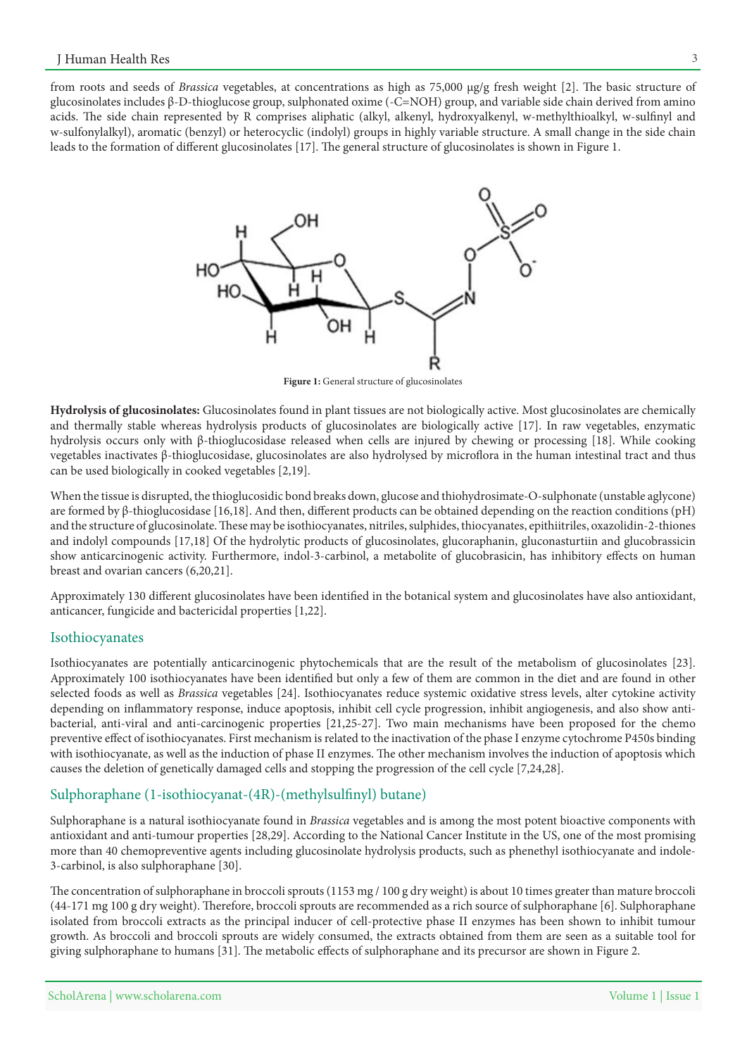from roots and seeds of *Brassica* vegetables, at concentrations as high as 75,000 μg/g fresh weight [2]. The basic structure of glucosinolates includes β-D-thioglucose group, sulphonated oxime (-C=NOH) group, and variable side chain derived from amino acids. The side chain represented by R comprises aliphatic (alkyl, alkenyl, hydroxyalkenyl, w-methylthioalkyl, w-sulfinyl and w-sulfonylalkyl), aromatic (benzyl) or heterocyclic (indolyl) groups in highly variable structure. A small change in the side chain leads to the formation of different glucosinolates [17]. The general structure of glucosinolates is shown in Figure 1.

**Figure 1:** General structure of glucosinolates

**Hydrolysis of glucosinolates:** Glucosinolates found in plant tissues are not biologically active. Most glucosinolates are chemically and thermally stable whereas hydrolysis products of glucosinolates are biologically active [17]. In raw vegetables, enzymatic hydrolysis occurs only with β-thioglucosidase released when cells are injured by chewing or processing [18]. While cooking vegetables inactivates β-thioglucosidase, glucosinolates are also hydrolysed by microflora in the human intestinal tract and thus can be used biologically in cooked vegetables [2,19].

When the tissue is disrupted, the thioglucosidic bond breaks down, glucose and thiohydrosimate-O-sulphonate (unstable aglycone) are formed by β-thioglucosidase [16,18]. And then, different products can be obtained depending on the reaction conditions (pH) and the structure of glucosinolate. These may be isothiocyanates, nitriles, sulphides, thiocyanates, epithiitriles, oxazolidin-2-thiones and indolyl compounds [17,18] Of the hydrolytic products of glucosinolates, glucoraphanin, gluconasturtiin and glucobrassicin show anticarcinogenic activity. Furthermore, indol-3-carbinol, a metabolite of glucobrasicin, has inhibitory effects on human breast and ovarian cancers (6,20,21].

Approximately 130 different glucosinolates have been identified in the botanical system and glucosinolates have also antioxidant, anticancer, fungicide and bactericidal properties [1,22].

## Isothiocyanates

Isothiocyanates are potentially anticarcinogenic phytochemicals that are the result of the metabolism of glucosinolates [23]. Approximately 100 isothiocyanates have been identified but only a few of them are common in the diet and are found in other selected foods as well as *Brassica* vegetables [24]. Isothiocyanates reduce systemic oxidative stress levels, alter cytokine activity depending on inflammatory response, induce apoptosis, inhibit cell cycle progression, inhibit angiogenesis, and also show anti-bacterial, anti-viral and anti-carcinogenic properties [21,25-27]. Two main mechanisms have been proposed for the chemo preventive effect of isothiocyanates. First mechanism is related to the inactivation of the phase I enzyme cytochrome P450s binding with isothiocyanate, as well as the induction of phase II enzymes. The other mechanism involves the induction of apoptosis which causes the deletion of genetically damaged cells and stopping the progression of the cell cycle [7,24,28].

## Sulphoraphane (1-isothiocyanat-(4R)-(methylsulfinyl) butane)

Sulphoraphane is a natural isothiocyanate found in *Brassica* vegetables and is among the most potent bioactive components with antioxidant and anti-tumour properties [28,29]. According to the National Cancer Institute in the US, one of the most promising more than 40 chemopreventive agents including glucosinolate hydrolysis products, such as phenethyl isothiocyanate and indole-3-carbinol, is also sulphoraphane [30].

The concentration of sulphoraphane in broccoli sprouts (1153 mg / 100 g dry weight) is about 10 times greater than mature broccoli (44-171 mg 100 g dry weight). Therefore, broccoli sprouts are recommended as a rich source of sulphoraphane [6]. Sulphoraphane isolated from broccoli extracts as the principal inducer of cell-protective phase II enzymes has been shown to inhibit tumour growth. As broccoli and broccoli sprouts are widely consumed, the extracts obtained from them are seen as a suitable tool for giving sulphoraphane to humans [31]. The metabolic effects of sulphoraphane and its precursor are shown in Figure 2.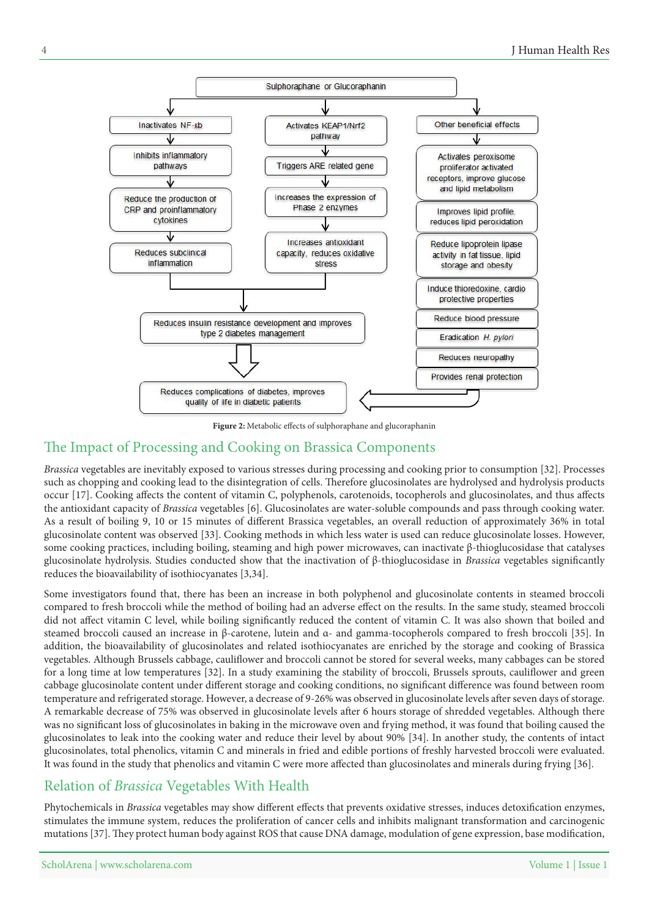Sulphoraphane or Glucoraphanin

- Inactivates NF-κb → Inhibits inflammatory pathways → Reduce the production of CRP and proinflammatory cytokines → Reduces subclinical inflammation
- Activates KEAP1/Nrf2 pathway → Triggers ARE related gene → Increases the expression of Phase 2 enzymes → Increases antioxidant capacity, reduces oxidative stress
- Other beneficial effects:
  - Activates peroxisome proliferator activated receptors, improve glucose and lipid metabolism
  - Improves lipid profile, reduces lipid peroxidation
  - Reduce lipoprotein lipase activity in fat tissue, lipid storage and obesity
  - Induce thioredoxine, cardio protective properties
  - Reduce blood pressure
  - Eradication *H. pylori*
  - Reduces neuropathy
  - Provides renal protection

Reduces insulin resistance development and improves type 2 diabetes management → Reduces complications of diabetes, improves quality of life in diabetic patients

**Figure 2:** Metabolic effects of sulphoraphane and glucoraphanin

## The Impact of Processing and Cooking on Brassica Components

*Brassica* vegetables are inevitably exposed to various stresses during processing and cooking prior to consumption [32]. Processes such as chopping and cooking lead to the disintegration of cells. Therefore glucosinolates are hydrolysed and hydrolysis products occur [17]. Cooking affects the content of vitamin C, polyphenols, carotenoids, tocopherols and glucosinolates, and thus affects the antioxidant capacity of *Brassica* vegetables [6]. Glucosinolates are water-soluble compounds and pass through cooking water. As a result of boiling 9, 10 or 15 minutes of different Brassica vegetables, an overall reduction of approximately 36% in total glucosinolate content was observed [33]. Cooking methods in which less water is used can reduce glucosinolate losses. However, some cooking practices, including boiling, steaming and high power microwaves, can inactivate β-thioglucosidase that catalyses glucosinolate hydrolysis. Studies conducted show that the inactivation of β-thioglucosidase in *Brassica* vegetables significantly reduces the bioavailability of isothiocyanates [3,34].

Some investigators found that, there has been an increase in both polyphenol and glucosinolate contents in steamed broccoli compared to fresh broccoli while the method of boiling had an adverse effect on the results. In the same study, steamed broccoli did not affect vitamin C level, while boiling significantly reduced the content of vitamin C. It was also shown that boiled and steamed broccoli caused an increase in β-carotene, lutein and α- and gamma-tocopherols compared to fresh broccoli [35]. In addition, the bioavailability of glucosinolates and related isothiocyanates are enriched by the storage and cooking of Brassica vegetables. Although Brussels cabbage, cauliflower and broccoli cannot be stored for several weeks, many cabbages can be stored for a long time at low temperatures [32]. In a study examining the stability of broccoli, Brussels sprouts, cauliflower and green cabbage glucosinolate content under different storage and cooking conditions, no significant difference was found between room temperature and refrigerated storage. However, a decrease of 9-26% was observed in glucosinolate levels after seven days of storage. A remarkable decrease of 75% was observed in glucosinolate levels after 6 hours storage of shredded vegetables. Although there was no significant loss of glucosinolates in baking in the microwave oven and frying method, it was found that boiling caused the glucosinolates to leak into the cooking water and reduce their level by about 90% [34]. In another study, the contents of intact glucosinolates, total phenolics, vitamin C and minerals in fried and edible portions of freshly harvested broccoli were evaluated. It was found in the study that phenolics and vitamin C were more affected than glucosinolates and minerals during frying [36].

## Relation of *Brassica* Vegetables With Health

Phytochemicals in *Brassica* vegetables may show different effects that prevents oxidative stresses, induces detoxification enzymes, stimulates the immune system, reduces the proliferation of cancer cells and inhibits malignant transformation and carcinogenic mutations [37]. They protect human body against ROS that cause DNA damage, modulation of gene expression, base modification,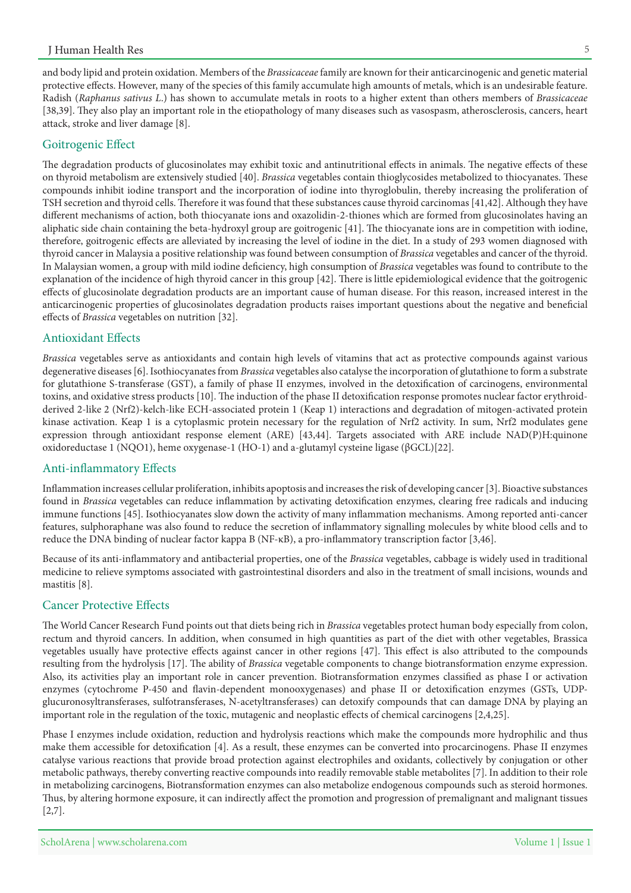and body lipid and protein oxidation. Members of the *Brassicaceae* family are known for their anticarcinogenic and genetic material protective effects. However, many of the species of this family accumulate high amounts of metals, which is an undesirable feature. Radish (*Raphanus sativus L.*) has shown to accumulate metals in roots to a higher extent than others members of *Brassicaceae* [38,39]. They also play an important role in the etiopathology of many diseases such as vasospasm, atherosclerosis, cancers, heart attack, stroke and liver damage [8].

## Goitrogenic Effect

The degradation products of glucosinolates may exhibit toxic and antinutritional effects in animals. The negative effects of these on thyroid metabolism are extensively studied [40]. *Brassica* vegetables contain thioglycosides metabolized to thiocyanates. These compounds inhibit iodine transport and the incorporation of iodine into thyroglobulin, thereby increasing the proliferation of TSH secretion and thyroid cells. Therefore it was found that these substances cause thyroid carcinomas [41,42]. Although they have different mechanisms of action, both thiocyanate ions and oxazolidin-2-thiones which are formed from glucosinolates having an aliphatic side chain containing the beta-hydroxyl group are goitrogenic [41]. The thiocyanate ions are in competition with iodine, therefore, goitrogenic effects are alleviated by increasing the level of iodine in the diet. In a study of 293 women diagnosed with thyroid cancer in Malaysia a positive relationship was found between consumption of *Brassica* vegetables and cancer of the thyroid. In Malaysian women, a group with mild iodine deficiency, high consumption of *Brassica* vegetables was found to contribute to the explanation of the incidence of high thyroid cancer in this group [42]. There is little epidemiological evidence that the goitrogenic effects of glucosinolate degradation products are an important cause of human disease. For this reason, increased interest in the anticarcinogenic properties of glucosinolates degradation products raises important questions about the negative and beneficial effects of *Brassica* vegetables on nutrition [32].

## Antioxidant Effects

*Brassica* vegetables serve as antioxidants and contain high levels of vitamins that act as protective compounds against various degenerative diseases [6]. Isothiocyanates from *Brassica* vegetables also catalyse the incorporation of glutathione to form a substrate for glutathione S-transferase (GST), a family of phase II enzymes, involved in the detoxification of carcinogens, environmental toxins, and oxidative stress products [10]. The induction of the phase II detoxification response promotes nuclear factor erythroid-derived 2-like 2 (Nrf2)-kelch-like ECH-associated protein 1 (Keap 1) interactions and degradation of mitogen-activated protein kinase activation. Keap 1 is a cytoplasmic protein necessary for the regulation of Nrf2 activity. In sum, Nrf2 modulates gene expression through antioxidant response element (ARE) [43,44]. Targets associated with ARE include NAD(P)H:quinone oxidoreductase 1 (NQO1), heme oxygenase-1 (HO-1) and a-glutamyl cysteine ligase (βGCL)[22].

## Anti-inflammatory Effects

Inflammation increases cellular proliferation, inhibits apoptosis and increases the risk of developing cancer [3]. Bioactive substances found in *Brassica* vegetables can reduce inflammation by activating detoxification enzymes, clearing free radicals and inducing immune functions [45]. Isothiocyanates slow down the activity of many inflammation mechanisms. Among reported anti-cancer features, sulphoraphane was also found to reduce the secretion of inflammatory signalling molecules by white blood cells and to reduce the DNA binding of nuclear factor kappa B (NF-κB), a pro-inflammatory transcription factor [3,46].

Because of its anti-inflammatory and antibacterial properties, one of the *Brassica* vegetables, cabbage is widely used in traditional medicine to relieve symptoms associated with gastrointestinal disorders and also in the treatment of small incisions, wounds and mastitis [8].

## Cancer Protective Effects

The World Cancer Research Fund points out that diets being rich in *Brassica* vegetables protect human body especially from colon, rectum and thyroid cancers. In addition, when consumed in high quantities as part of the diet with other vegetables, Brassica vegetables usually have protective effects against cancer in other regions [47]. This effect is also attributed to the compounds resulting from the hydrolysis [17]. The ability of *Brassica* vegetable components to change biotransformation enzyme expression. Also, its activities play an important role in cancer prevention. Biotransformation enzymes classified as phase I or activation enzymes (cytochrome P-450 and flavin-dependent monooxygenases) and phase II or detoxification enzymes (GSTs, UDP-glucuronosyltransferases, sulfotransferases, N-acetyltransferases) can detoxify compounds that can damage DNA by playing an important role in the regulation of the toxic, mutagenic and neoplastic effects of chemical carcinogens [2,4,25].

Phase I enzymes include oxidation, reduction and hydrolysis reactions which make the compounds more hydrophilic and thus make them accessible for detoxification [4]. As a result, these enzymes can be converted into procarcinogens. Phase II enzymes catalyse various reactions that provide broad protection against electrophiles and oxidants, collectively by conjugation or other metabolic pathways, thereby converting reactive compounds into readily removable stable metabolites [7]. In addition to their role in metabolizing carcinogens, Biotransformation enzymes can also metabolize endogenous compounds such as steroid hormones. Thus, by altering hormone exposure, it can indirectly affect the promotion and progression of premalignant and malignant tissues [2,7].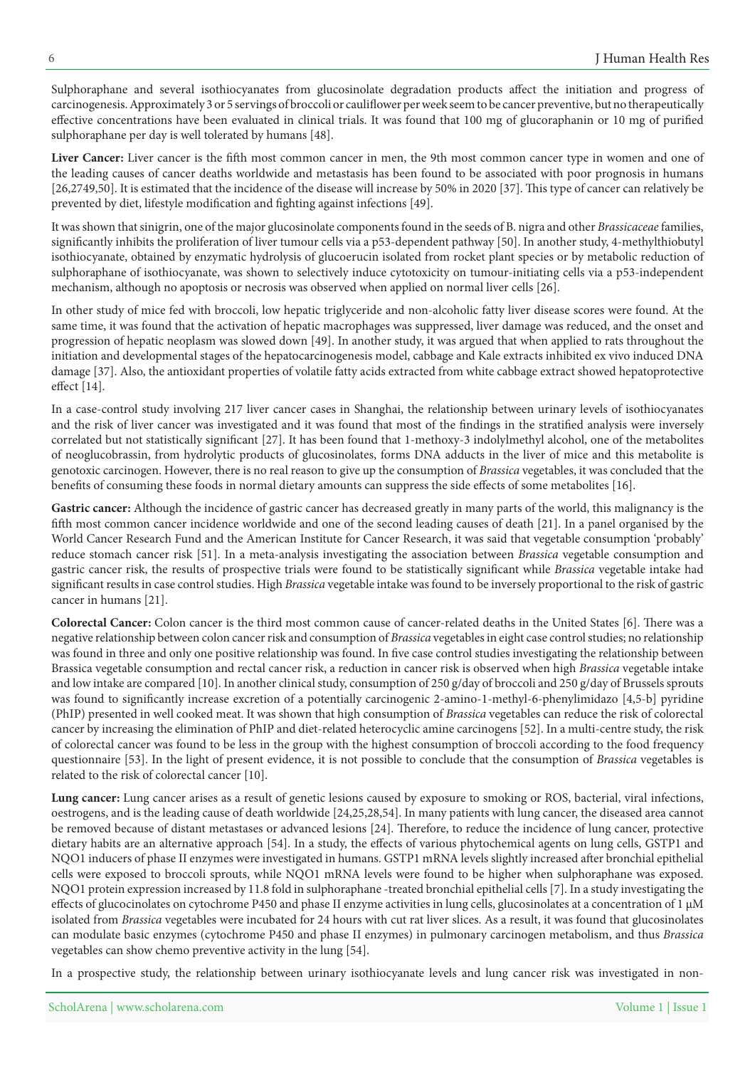Sulphoraphane and several isothiocyanates from glucosinolate degradation products affect the initiation and progress of carcinogenesis. Approximately 3 or 5 servings of broccoli or cauliflower per week seem to be cancer preventive, but no therapeutically effective concentrations have been evaluated in clinical trials. It was found that 100 mg of glucoraphanin or 10 mg of purified sulphoraphane per day is well tolerated by humans [48].

**Liver Cancer:** Liver cancer is the fifth most common cancer in men, the 9th most common cancer type in women and one of the leading causes of cancer deaths worldwide and metastasis has been found to be associated with poor prognosis in humans [26,2749,50]. It is estimated that the incidence of the disease will increase by 50% in 2020 [37]. This type of cancer can relatively be prevented by diet, lifestyle modification and fighting against infections [49].

It was shown that sinigrin, one of the major glucosinolate components found in the seeds of B. nigra and other *Brassicaceae* families, significantly inhibits the proliferation of liver tumour cells via a p53-dependent pathway [50]. In another study, 4-methylthiobutyl isothiocyanate, obtained by enzymatic hydrolysis of glucoerucin isolated from rocket plant species or by metabolic reduction of sulphoraphane of isothiocyanate, was shown to selectively induce cytotoxicity on tumour-initiating cells via a p53-independent mechanism, although no apoptosis or necrosis was observed when applied on normal liver cells [26].

In other study of mice fed with broccoli, low hepatic triglyceride and non-alcoholic fatty liver disease scores were found. At the same time, it was found that the activation of hepatic macrophages was suppressed, liver damage was reduced, and the onset and progression of hepatic neoplasm was slowed down [49]. In another study, it was argued that when applied to rats throughout the initiation and developmental stages of the hepatocarcinogenesis model, cabbage and Kale extracts inhibited ex vivo induced DNA damage [37]. Also, the antioxidant properties of volatile fatty acids extracted from white cabbage extract showed hepatoprotective effect [14].

In a case-control study involving 217 liver cancer cases in Shanghai, the relationship between urinary levels of isothiocyanates and the risk of liver cancer was investigated and it was found that most of the findings in the stratified analysis were inversely correlated but not statistically significant [27]. It has been found that 1-methoxy-3 indolylmethyl alcohol, one of the metabolites of neoglucobrassin, from hydrolytic products of glucosinolates, forms DNA adducts in the liver of mice and this metabolite is genotoxic carcinogen. However, there is no real reason to give up the consumption of *Brassica* vegetables, it was concluded that the benefits of consuming these foods in normal dietary amounts can suppress the side effects of some metabolites [16].

**Gastric cancer:** Although the incidence of gastric cancer has decreased greatly in many parts of the world, this malignancy is the fifth most common cancer incidence worldwide and one of the second leading causes of death [21]. In a panel organised by the World Cancer Research Fund and the American Institute for Cancer Research, it was said that vegetable consumption 'probably' reduce stomach cancer risk [51]. In a meta-analysis investigating the association between *Brassica* vegetable consumption and gastric cancer risk, the results of prospective trials were found to be statistically significant while *Brassica* vegetable intake had significant results in case control studies. High *Brassica* vegetable intake was found to be inversely proportional to the risk of gastric cancer in humans [21].

**Colorectal Cancer:** Colon cancer is the third most common cause of cancer-related deaths in the United States [6]. There was a negative relationship between colon cancer risk and consumption of *Brassica* vegetables in eight case control studies; no relationship was found in three and only one positive relationship was found. In five case control studies investigating the relationship between Brassica vegetable consumption and rectal cancer risk, a reduction in cancer risk is observed when high *Brassica* vegetable intake and low intake are compared [10]. In another clinical study, consumption of 250 g/day of broccoli and 250 g/day of Brussels sprouts was found to significantly increase excretion of a potentially carcinogenic 2-amino-1-methyl-6-phenylimidazo [4,5-b] pyridine (PhIP) presented in well cooked meat. It was shown that high consumption of *Brassica* vegetables can reduce the risk of colorectal cancer by increasing the elimination of PhIP and diet-related heterocyclic amine carcinogens [52]. In a multi-centre study, the risk of colorectal cancer was found to be less in the group with the highest consumption of broccoli according to the food frequency questionnaire [53]. In the light of present evidence, it is not possible to conclude that the consumption of *Brassica* vegetables is related to the risk of colorectal cancer [10].

**Lung cancer:** Lung cancer arises as a result of genetic lesions caused by exposure to smoking or ROS, bacterial, viral infections, oestrogens, and is the leading cause of death worldwide [24,25,28,54]. In many patients with lung cancer, the diseased area cannot be removed because of distant metastases or advanced lesions [24]. Therefore, to reduce the incidence of lung cancer, protective dietary habits are an alternative approach [54]. In a study, the effects of various phytochemical agents on lung cells, GSTP1 and NQO1 inducers of phase II enzymes were investigated in humans. GSTP1 mRNA levels slightly increased after bronchial epithelial cells were exposed to broccoli sprouts, while NQO1 mRNA levels were found to be higher when sulphoraphane was exposed. NQO1 protein expression increased by 11.8 fold in sulphoraphane -treated bronchial epithelial cells [7]. In a study investigating the effects of glucocinolates on cytochrome P450 and phase II enzyme activities in lung cells, glucosinolates at a concentration of 1 μM isolated from *Brassica* vegetables were incubated for 24 hours with cut rat liver slices. As a result, it was found that glucosinolates can modulate basic enzymes (cytochrome P450 and phase II enzymes) in pulmonary carcinogen metabolism, and thus *Brassica* vegetables can show chemo preventive activity in the lung [54].

In a prospective study, the relationship between urinary isothiocyanate levels and lung cancer risk was investigated in non-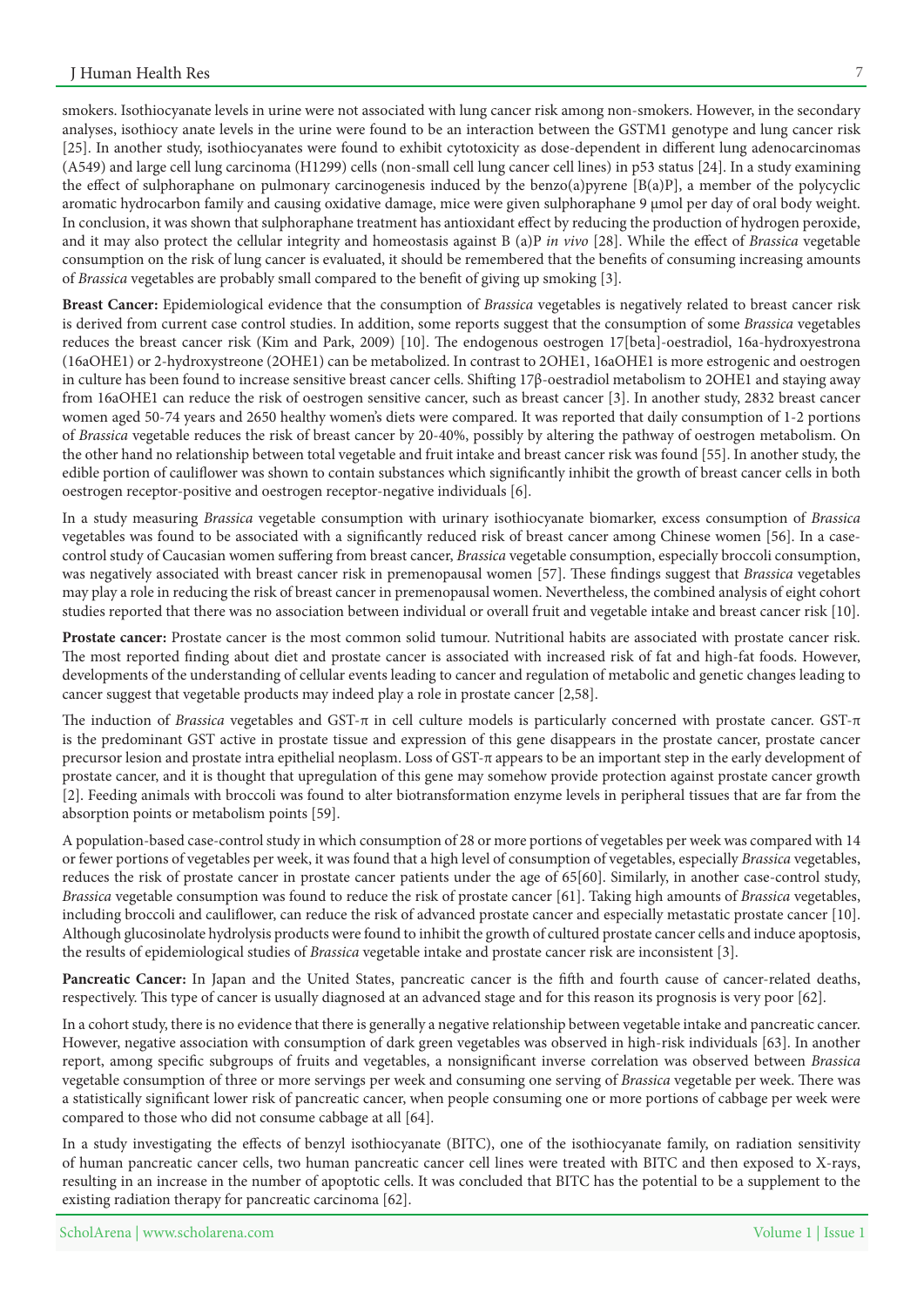smokers. Isothiocyanate levels in urine were not associated with lung cancer risk among non-smokers. However, in the secondary analyses, isothiocy anate levels in the urine were found to be an interaction between the GSTM1 genotype and lung cancer risk [25]. In another study, isothiocyanates were found to exhibit cytotoxicity as dose-dependent in different lung adenocarcinomas (A549) and large cell lung carcinoma (H1299) cells (non-small cell lung cancer cell lines) in p53 status [24]. In a study examining the effect of sulphoraphane on pulmonary carcinogenesis induced by the benzo(a)pyrene [B(a)P], a member of the polycyclic aromatic hydrocarbon family and causing oxidative damage, mice were given sulphoraphane 9 µmol per day of oral body weight. In conclusion, it was shown that sulphoraphane treatment has antioxidant effect by reducing the production of hydrogen peroxide, and it may also protect the cellular integrity and homeostasis against B (a)P *in vivo* [28]. While the effect of *Brassica* vegetable consumption on the risk of lung cancer is evaluated, it should be remembered that the benefits of consuming increasing amounts of *Brassica* vegetables are probably small compared to the benefit of giving up smoking [3].

**Breast Cancer:** Epidemiological evidence that the consumption of *Brassica* vegetables is negatively related to breast cancer risk is derived from current case control studies. In addition, some reports suggest that the consumption of some *Brassica* vegetables reduces the breast cancer risk (Kim and Park, 2009) [10]. The endogenous oestrogen 17[beta]-oestradiol, 16a-hydroxyestrona (16aOHE1) or 2-hydroxystreone (2OHE1) can be metabolized. In contrast to 2OHE1, 16aOHE1 is more estrogenic and oestrogen in culture has been found to increase sensitive breast cancer cells. Shifting 17β-oestradiol metabolism to 2OHE1 and staying away from 16aOHE1 can reduce the risk of oestrogen sensitive cancer, such as breast cancer [3]. In another study, 2832 breast cancer women aged 50-74 years and 2650 healthy women's diets were compared. It was reported that daily consumption of 1-2 portions of *Brassica* vegetable reduces the risk of breast cancer by 20-40%, possibly by altering the pathway of oestrogen metabolism. On the other hand no relationship between total vegetable and fruit intake and breast cancer risk was found [55]. In another study, the edible portion of cauliflower was shown to contain substances which significantly inhibit the growth of breast cancer cells in both oestrogen receptor-positive and oestrogen receptor-negative individuals [6].

In a study measuring *Brassica* vegetable consumption with urinary isothiocyanate biomarker, excess consumption of *Brassica* vegetables was found to be associated with a significantly reduced risk of breast cancer among Chinese women [56]. In a case-control study of Caucasian women suffering from breast cancer, *Brassica* vegetable consumption, especially broccoli consumption, was negatively associated with breast cancer risk in premenopausal women [57]. These findings suggest that *Brassica* vegetables may play a role in reducing the risk of breast cancer in premenopausal women. Nevertheless, the combined analysis of eight cohort studies reported that there was no association between individual or overall fruit and vegetable intake and breast cancer risk [10].

**Prostate cancer:** Prostate cancer is the most common solid tumour. Nutritional habits are associated with prostate cancer risk. The most reported finding about diet and prostate cancer is associated with increased risk of fat and high-fat foods. However, developments of the understanding of cellular events leading to cancer and regulation of metabolic and genetic changes leading to cancer suggest that vegetable products may indeed play a role in prostate cancer [2,58].

The induction of *Brassica* vegetables and GST-π in cell culture models is particularly concerned with prostate cancer. GST-π is the predominant GST active in prostate tissue and expression of this gene disappears in the prostate cancer, prostate cancer precursor lesion and prostate intra epithelial neoplasm. Loss of GST-π appears to be an important step in the early development of prostate cancer, and it is thought that upregulation of this gene may somehow provide protection against prostate cancer growth [2]. Feeding animals with broccoli was found to alter biotransformation enzyme levels in peripheral tissues that are far from the absorption points or metabolism points [59].

A population-based case-control study in which consumption of 28 or more portions of vegetables per week was compared with 14 or fewer portions of vegetables per week, it was found that a high level of consumption of vegetables, especially *Brassica* vegetables, reduces the risk of prostate cancer in prostate cancer patients under the age of 65[60]. Similarly, in another case-control study, *Brassica* vegetable consumption was found to reduce the risk of prostate cancer [61]. Taking high amounts of *Brassica* vegetables, including broccoli and cauliflower, can reduce the risk of advanced prostate cancer and especially metastatic prostate cancer [10]. Although glucosinolate hydrolysis products were found to inhibit the growth of cultured prostate cancer cells and induce apoptosis, the results of epidemiological studies of *Brassica* vegetable intake and prostate cancer risk are inconsistent [3].

**Pancreatic Cancer:** In Japan and the United States, pancreatic cancer is the fifth and fourth cause of cancer-related deaths, respectively. This type of cancer is usually diagnosed at an advanced stage and for this reason its prognosis is very poor [62].

In a cohort study, there is no evidence that there is generally a negative relationship between vegetable intake and pancreatic cancer. However, negative association with consumption of dark green vegetables was observed in high-risk individuals [63]. In another report, among specific subgroups of fruits and vegetables, a nonsignificant inverse correlation was observed between *Brassica* vegetable consumption of three or more servings per week and consuming one serving of *Brassica* vegetable per week. There was a statistically significant lower risk of pancreatic cancer, when people consuming one or more portions of cabbage per week were compared to those who did not consume cabbage at all [64].

In a study investigating the effects of benzyl isothiocyanate (BITC), one of the isothiocyanate family, on radiation sensitivity of human pancreatic cancer cells, two human pancreatic cancer cell lines were treated with BITC and then exposed to X-rays, resulting in an increase in the number of apoptotic cells. It was concluded that BITC has the potential to be a supplement to the existing radiation therapy for pancreatic carcinoma [62].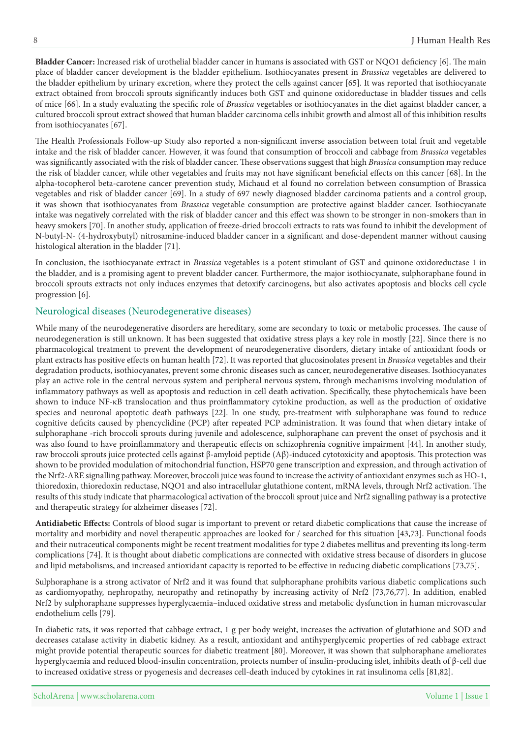**Bladder Cancer:** Increased risk of urothelial bladder cancer in humans is associated with GST or NQO1 deficiency [6]. The main place of bladder cancer development is the bladder epithelium. Isothiocyanates present in *Brassica* vegetables are delivered to the bladder epithelium by urinary excretion, where they protect the cells against cancer [65]. It was reported that isothiocyanate extract obtained from broccoli sprouts significantly induces both GST and quinone oxidoreductase in bladder tissues and cells of mice [66]. In a study evaluating the specific role of *Brassica* vegetables or isothiocyanates in the diet against bladder cancer, a cultured broccoli sprout extract showed that human bladder carcinoma cells inhibit growth and almost all of this inhibition results from isothiocyanates [67].

The Health Professionals Follow-up Study also reported a non-significant inverse association between total fruit and vegetable intake and the risk of bladder cancer. However, it was found that consumption of broccoli and cabbage from *Brassica* vegetables was significantly associated with the risk of bladder cancer. These observations suggest that high *Brassica* consumption may reduce the risk of bladder cancer, while other vegetables and fruits may not have significant beneficial effects on this cancer [68]. In the alpha-tocopherol beta-carotene cancer prevention study, Michaud et al found no correlation between consumption of Brassica vegetables and risk of bladder cancer [69]. In a study of 697 newly diagnosed bladder carcinoma patients and a control group, it was shown that isothiocyanates from *Brassica* vegetable consumption are protective against bladder cancer. Isothiocyanate intake was negatively correlated with the risk of bladder cancer and this effect was shown to be stronger in non-smokers than in heavy smokers [70]. In another study, application of freeze-dried broccoli extracts to rats was found to inhibit the development of N-butyl-N- (4-hydroxybutyl) nitrosamine-induced bladder cancer in a significant and dose-dependent manner without causing histological alteration in the bladder [71].

In conclusion, the isothiocyanate extract in *Brassica* vegetables is a potent stimulant of GST and quinone oxidoreductase 1 in the bladder, and is a promising agent to prevent bladder cancer. Furthermore, the major isothiocyanate, sulphoraphane found in broccoli sprouts extracts not only induces enzymes that detoxify carcinogens, but also activates apoptosis and blocks cell cycle progression [6].

## Neurological diseases (Neurodegenerative diseases)

While many of the neurodegenerative disorders are hereditary, some are secondary to toxic or metabolic processes. The cause of neurodegeneration is still unknown. It has been suggested that oxidative stress plays a key role in mostly [22]. Since there is no pharmacological treatment to prevent the development of neurodegenerative disorders, dietary intake of antioxidant foods or plant extracts has positive effects on human health [72]. It was reported that glucosinolates present in *Brassica* vegetables and their degradation products, isothiocyanates, prevent some chronic diseases such as cancer, neurodegenerative diseases. Isothiocyanates play an active role in the central nervous system and peripheral nervous system, through mechanisms involving modulation of inflammatory pathways as well as apoptosis and reduction in cell death activation. Specifically, these phytochemicals have been shown to induce NF-κB translocation and thus proinflammatory cytokine production, as well as the production of oxidative species and neuronal apoptotic death pathways [22]. In one study, pre-treatment with sulphoraphane was found to reduce cognitive deficits caused by phencyclidine (PCP) after repeated PCP administration. It was found that when dietary intake of sulphoraphane -rich broccoli sprouts during juvenile and adolescence, sulphoraphane can prevent the onset of psychosis and it was also found to have proinflammatory and therapeutic effects on schizophrenia cognitive impairment [44]. In another study, raw broccoli sprouts juice protected cells against β-amyloid peptide (Aβ)-induced cytotoxicity and apoptosis. This protection was shown to be provided modulation of mitochondrial function, HSP70 gene transcription and expression, and through activation of the Nrf2-ARE signalling pathway. Moreover, broccoli juice was found to increase the activity of antioxidant enzymes such as HO-1, thioredoxin, thioredoxin reductase, NQO1 and also intracellular glutathione content, mRNA levels, through Nrf2 activation. The results of this study indicate that pharmacological activation of the broccoli sprout juice and Nrf2 signalling pathway is a protective and therapeutic strategy for alzheimer diseases [72].

**Antidiabetic Effects:** Controls of blood sugar is important to prevent or retard diabetic complications that cause the increase of mortality and morbidity and novel therapeutic approaches are looked for / searched for this situation [43,73]. Functional foods and their nutraceutical components might be recent treatment modalities for type 2 diabetes mellitus and preventing its long-term complications [74]. It is thought about diabetic complications are connected with oxidative stress because of disorders in glucose and lipid metabolisms, and increased antioxidant capacity is reported to be effective in reducing diabetic complications [73,75].

Sulphoraphane is a strong activator of Nrf2 and it was found that sulphoraphane prohibits various diabetic complications such as cardiomyopathy, nephropathy, neuropathy and retinopathy by increasing activity of Nrf2 [73,76,77]. In addition, enabled Nrf2 by sulphoraphane suppresses hyperglycaemia–induced oxidative stress and metabolic dysfunction in human microvascular endothelium cells [79].

In diabetic rats, it was reported that cabbage extract, 1 g per body weight, increases the activation of glutathione and SOD and decreases catalase activity in diabetic kidney. As a result, antioxidant and antihyperglycemic properties of red cabbage extract might provide potential therapeutic sources for diabetic treatment [80]. Moreover, it was shown that sulphoraphane ameliorates hyperglycaemia and reduced blood-insulin concentration, protects number of insulin-producing islet, inhibits death of β-cell due to increased oxidative stress or pyogenesis and decreases cell-death induced by cytokines in rat insulinoma cells [81,82].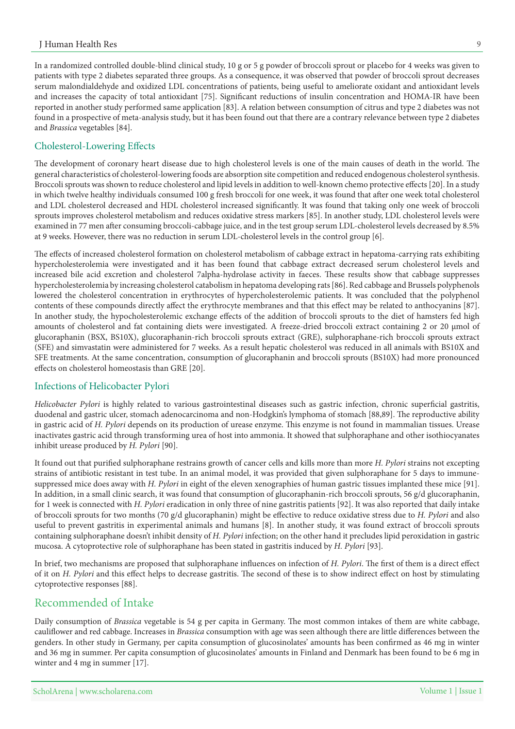In a randomized controlled double-blind clinical study, 10 g or 5 g powder of broccoli sprout or placebo for 4 weeks was given to patients with type 2 diabetes separated three groups. As a consequence, it was observed that powder of broccoli sprout decreases serum malondialdehyde and oxidized LDL concentrations of patients, being useful to ameliorate oxidant and antioxidant levels and increases the capacity of total antioxidant [75]. Significant reductions of insulin concentration and HOMA-IR have been reported in another study performed same application [83]. A relation between consumption of citrus and type 2 diabetes was not found in a prospective of meta-analysis study, but it has been found out that there are a contrary relevance between type 2 diabetes and *Brassica* vegetables [84].

## Cholesterol-Lowering Effects

The development of coronary heart disease due to high cholesterol levels is one of the main causes of death in the world. The general characteristics of cholesterol-lowering foods are absorption site competition and reduced endogenous cholesterol synthesis. Broccoli sprouts was shown to reduce cholesterol and lipid levels in addition to well-known chemo protective effects [20]. In a study in which twelve healthy individuals consumed 100 g fresh broccoli for one week, it was found that after one week total cholesterol and LDL cholesterol decreased and HDL cholesterol increased significantly. It was found that taking only one week of broccoli sprouts improves cholesterol metabolism and reduces oxidative stress markers [85]. In another study, LDL cholesterol levels were examined in 77 men after consuming broccoli-cabbage juice, and in the test group serum LDL-cholesterol levels decreased by 8.5% at 9 weeks. However, there was no reduction in serum LDL-cholesterol levels in the control group [6].

The effects of increased cholesterol formation on cholesterol metabolism of cabbage extract in hepatoma-carrying rats exhibiting hypercholesterolemia were investigated and it has been found that cabbage extract decreased serum cholesterol levels and increased bile acid excretion and cholesterol 7alpha-hydrolase activity in faeces. These results show that cabbage suppresses hypercholesterolemia by increasing cholesterol catabolism in hepatoma developing rats [86]. Red cabbage and Brussels polyphenols lowered the cholesterol concentration in erythrocytes of hypercholesterolemic patients. It was concluded that the polyphenol contents of these compounds directly affect the erythrocyte membranes and that this effect may be related to anthocyanins [87]. In another study, the hypocholesterolemic exchange effects of the addition of broccoli sprouts to the diet of hamsters fed high amounts of cholesterol and fat containing diets were investigated. A freeze-dried broccoli extract containing 2 or 20 μmol of glucoraphanin (BSX, BS10X), glucoraphanin-rich broccoli sprouts extract (GRE), sulphoraphane-rich broccoli sprouts extract (SFE) and simvastatin were administered for 7 weeks. As a result hepatic cholesterol was reduced in all animals with BS10X and SFE treatments. At the same concentration, consumption of glucoraphanin and broccoli sprouts (BS10X) had more pronounced effects on cholesterol homeostasis than GRE [20].

## Infections of Helicobacter Pylori

*Helicobacter Pylori* is highly related to various gastrointestinal diseases such as gastric infection, chronic superficial gastritis, duodenal and gastric ulcer, stomach adenocarcinoma and non-Hodgkin's lymphoma of stomach [88,89]. The reproductive ability in gastric acid of *H. Pylori* depends on its production of urease enzyme. This enzyme is not found in mammalian tissues. Urease inactivates gastric acid through transforming urea of host into ammonia. It showed that sulphoraphane and other isothiocyanates inhibit urease produced by *H. Pylori* [90].

It found out that purified sulphoraphane restrains growth of cancer cells and kills more than more *H. Pylori* strains not excepting strains of antibiotic resistant in test tube. In an animal model, it was provided that given sulphoraphane for 5 days to immune-suppressed mice does away with *H. Pylori* in eight of the eleven xenographies of human gastric tissues implanted these mice [91]. In addition, in a small clinic search, it was found that consumption of glucoraphanin-rich broccoli sprouts, 56 g/d glucoraphanin, for 1 week is connected with *H. Pylori* eradication in only three of nine gastritis patients [92]. It was also reported that daily intake of broccoli sprouts for two months (70 g/d glucoraphanin) might be effective to reduce oxidative stress due to *H. Pylori* and also useful to prevent gastritis in experimental animals and humans [8]. In another study, it was found extract of broccoli sprouts containing sulphoraphane doesn't inhibit density of *H. Pylori* infection; on the other hand it precludes lipid peroxidation in gastric mucosa. A cytoprotective role of sulphoraphane has been stated in gastritis induced by *H. Pylori* [93].

In brief, two mechanisms are proposed that sulphoraphane influences on infection of *H. Pylori*. The first of them is a direct effect of it on *H. Pylori* and this effect helps to decrease gastritis. The second of these is to show indirect effect on host by stimulating cytoprotective responses [88].

# Recommended of Intake

Daily consumption of *Brassica* vegetable is 54 g per capita in Germany. The most common intakes of them are white cabbage, cauliflower and red cabbage. Increases in *Brassica* consumption with age was seen although there are little differences between the genders. In other study in Germany, per capita consumption of glucosinolates' amounts has been confirmed as 46 mg in winter and 36 mg in summer. Per capita consumption of glucosinolates' amounts in Finland and Denmark has been found to be 6 mg in winter and 4 mg in summer [17].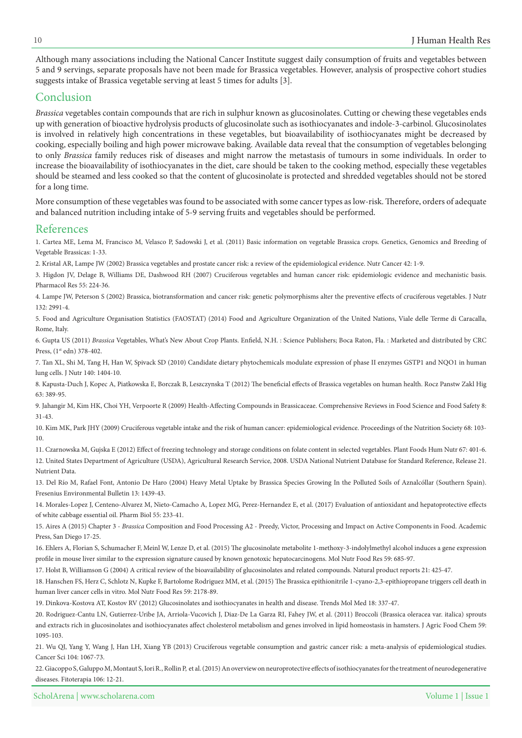Although many associations including the National Cancer Institute suggest daily consumption of fruits and vegetables between 5 and 9 servings, separate proposals have not been made for Brassica vegetables. However, analysis of prospective cohort studies suggests intake of Brassica vegetable serving at least 5 times for adults [3].

## Conclusion

*Brassica* vegetables contain compounds that are rich in sulphur known as glucosinolates. Cutting or chewing these vegetables ends up with generation of bioactive hydrolysis products of glucosinolate such as isothiocyanates and indole-3-carbinol. Glucosinolates is involved in relatively high concentrations in these vegetables, but bioavailability of isothiocyanates might be decreased by cooking, especially boiling and high power microwave baking. Available data reveal that the consumption of vegetables belonging to only *Brassica* family reduces risk of diseases and might narrow the metastasis of tumours in some individuals. In order to increase the bioavailability of isothiocyanates in the diet, care should be taken to the cooking method, especially these vegetables should be steamed and less cooked so that the content of glucosinolate is protected and shredded vegetables should not be stored for a long time.

More consumption of these vegetables was found to be associated with some cancer types as low-risk. Therefore, orders of adequate and balanced nutrition including intake of 5-9 serving fruits and vegetables should be performed.

## References

1. Cartea ME, Lema M, Francisco M, Velasco P, Sadowski J, et al. (2011) Basic information on vegetable Brassica crops. Genetics, Genomics and Breeding of Vegetable Brassicas: 1-33.

2. Kristal AR, Lampe JW (2002) Brassica vegetables and prostate cancer risk: a review of the epidemiological evidence. Nutr Cancer 42: 1-9.

3. Higdon JV, Delage B, Williams DE, Dashwood RH (2007) Cruciferous vegetables and human cancer risk: epidemiologic evidence and mechanistic basis. Pharmacol Res 55: 224-36.

4. Lampe JW, Peterson S (2002) Brassica, biotransformation and cancer risk: genetic polymorphisms alter the preventive effects of cruciferous vegetables. J Nutr 132: 2991-4.

5. Food and Agriculture Organisation Statistics (FAOSTAT) (2014) Food and Agriculture Organization of the United Nations, Viale delle Terme di Caracalla, Rome, Italy.

6. Gupta US (2011) *Brassica* Vegetables, What's New About Crop Plants. Enfield, N.H. : Science Publishers; Boca Raton, Fla. : Marketed and distributed by CRC Press, (1st edn) 378-402.

7. Tan XL, Shi M, Tang H, Han W, Spivack SD (2010) Candidate dietary phytochemicals modulate expression of phase II enzymes GSTP1 and NQO1 in human lung cells. J Nutr 140: 1404-10.

8. Kapusta-Duch J, Kopec A, Piatkowska E, Borczak B, Leszczynska T (2012) The beneficial effects of Brassica vegetables on human health. Rocz Panstw Zakl Hig 63: 389-95.

9. Jahangir M, Kim HK, Choi YH, Verpoorte R (2009) Health-Affecting Compounds in Brassicaceae. Comprehensive Reviews in Food Science and Food Safety 8: 31-43.

10. Kim MK, Park JHY (2009) Cruciferous vegetable intake and the risk of human cancer: epidemiological evidence. Proceedings of the Nutrition Society 68: 103-10.

11. Czarnowska M, Gujska E (2012) Effect of freezing technology and storage conditions on folate content in selected vegetables. Plant Foods Hum Nutr 67: 401-6.

12. United States Department of Agriculture (USDA), Agricultural Research Service, 2008. USDA National Nutrient Database for Standard Reference, Release 21. Nutrient Data.

13. Del Río M, Rafael Font, Antonio De Haro (2004) Heavy Metal Uptake by Brassica Species Growing In the Polluted Soils of Aznalcóllar (Southern Spain). Fresenius Environmental Bulletin 13: 1439-43.

14. Morales-Lopez J, Centeno-Alvarez M, Nieto-Camacho A, Lopez MG, Perez-Hernandez E, et al. (2017) Evaluation of antioxidant and hepatoprotective effects of white cabbage essential oil. Pharm Biol 55: 233-41.

15. Aires A (2015) Chapter 3 - *Brassica* Composition and Food Processing A2 - Preedy, Victor, Processing and Impact on Active Components in Food. Academic Press, San Diego 17-25.

16. Ehlers A, Florian S, Schumacher F, Meinl W, Lenze D, et al. (2015) The glucosinolate metabolite 1-methoxy-3-indolylmethyl alcohol induces a gene expression profile in mouse liver similar to the expression signature caused by known genotoxic hepatocarcinogens. Mol Nutr Food Res 59: 685-97.

17. Holst B, Williamson G (2004) A critical review of the bioavailability of glucosinolates and related compounds. Natural product reports 21: 425-47.

18. Hanschen FS, Herz C, Schlotz N, Kupke F, Bartolome Rodriguez MM, et al. (2015) The Brassica epithionitrile 1-cyano-2,3-epithiopropane triggers cell death in human liver cancer cells in vitro. Mol Nutr Food Res 59: 2178-89.

19. Dinkova-Kostova AT, Kostov RV (2012) Glucosinolates and isothiocyanates in health and disease. Trends Mol Med 18: 337-47.

20. Rodriguez-Cantu LN, Gutierrez-Uribe JA, Arriola-Vucovich J, Diaz-De La Garza RI, Fahey JW, et al. (2011) Broccoli (Brassica oleracea var. italica) sprouts and extracts rich in glucosinolates and isothiocyanates affect cholesterol metabolism and genes involved in lipid homeostasis in hamsters. J Agric Food Chem 59: 1095-103.

21. Wu QJ, Yang Y, Wang J, Han LH, Xiang YB (2013) Cruciferous vegetable consumption and gastric cancer risk: a meta-analysis of epidemiological studies. Cancer Sci 104: 1067-73.

22. Giacoppo S, Galuppo M, Montaut S, Iori R., Rollin P, et al. (2015) An overview on neuroprotective effects of isothiocyanates for the treatment of neurodegenerative diseases. Fitoterapia 106: 12-21.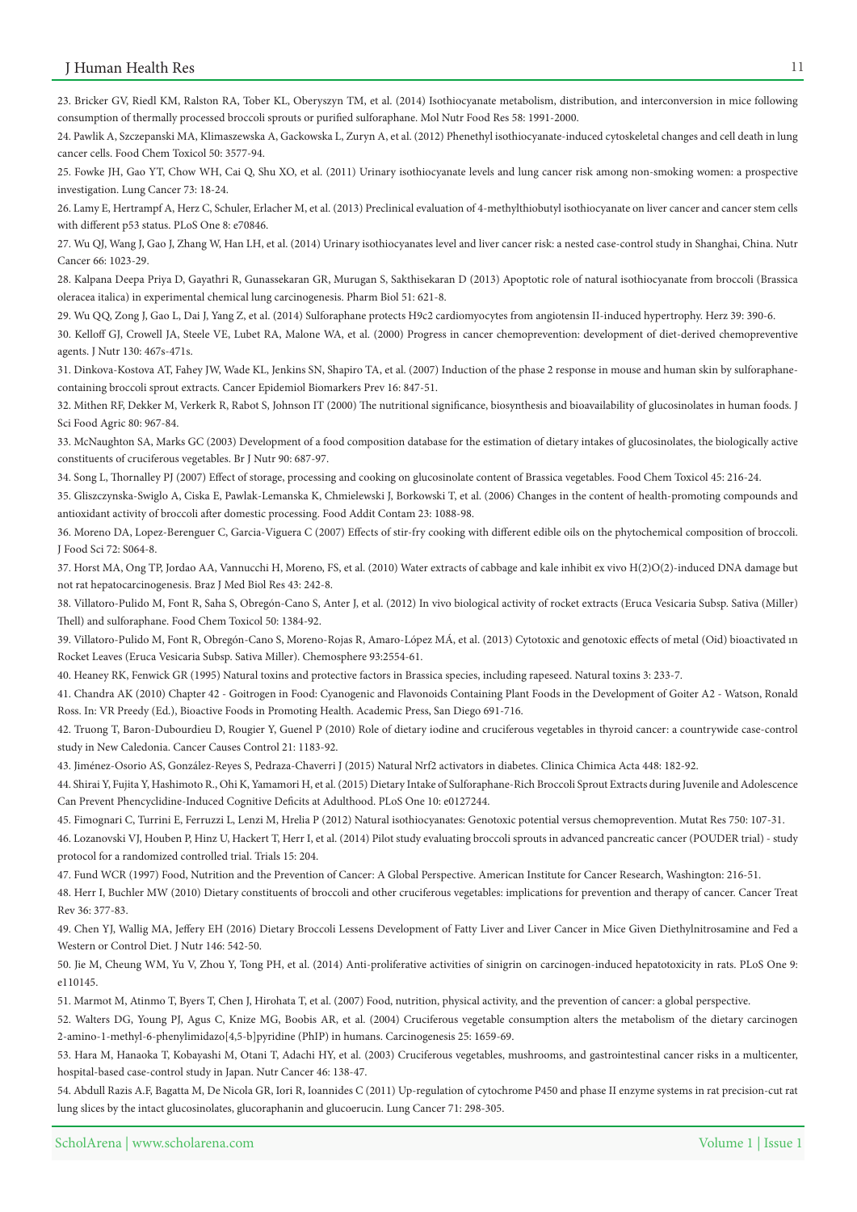23. Bricker GV, Riedl KM, Ralston RA, Tober KL, Oberyszyn TM, et al. (2014) Isothiocyanate metabolism, distribution, and interconversion in mice following consumption of thermally processed broccoli sprouts or purified sulforaphane. Mol Nutr Food Res 58: 1991-2000.

24. Pawlik A, Szczepanski MA, Klimaszewska A, Gackowska L, Zuryn A, et al. (2012) Phenethyl isothiocyanate-induced cytoskeletal changes and cell death in lung cancer cells. Food Chem Toxicol 50: 3577-94.

25. Fowke JH, Gao YT, Chow WH, Cai Q, Shu XO, et al. (2011) Urinary isothiocyanate levels and lung cancer risk among non-smoking women: a prospective investigation. Lung Cancer 73: 18-24.

26. Lamy E, Hertrampf A, Herz C, Schuler, Erlacher M, et al. (2013) Preclinical evaluation of 4-methylthiobutyl isothiocyanate on liver cancer and cancer stem cells with different p53 status. PLoS One 8: e70846.

27. Wu QJ, Wang J, Gao J, Zhang W, Han LH, et al. (2014) Urinary isothiocyanates level and liver cancer risk: a nested case-control study in Shanghai, China. Nutr Cancer 66: 1023-29.

28. Kalpana Deepa Priya D, Gayathri R, Gunassekaran GR, Murugan S, Sakthisekaran D (2013) Apoptotic role of natural isothiocyanate from broccoli (Brassica oleracea italica) in experimental chemical lung carcinogenesis. Pharm Biol 51: 621-8.

29. Wu QQ, Zong J, Gao L, Dai J, Yang Z, et al. (2014) Sulforaphane protects H9c2 cardiomyocytes from angiotensin II-induced hypertrophy. Herz 39: 390-6.

30. Kelloff GJ, Crowell JA, Steele VE, Lubet RA, Malone WA, et al. (2000) Progress in cancer chemoprevention: development of diet-derived chemopreventive agents. J Nutr 130: 467s-471s.

31. Dinkova-Kostova AT, Fahey JW, Wade KL, Jenkins SN, Shapiro TA, et al. (2007) Induction of the phase 2 response in mouse and human skin by sulforaphane-containing broccoli sprout extracts. Cancer Epidemiol Biomarkers Prev 16: 847-51.

32. Mithen RF, Dekker M, Verkerk R, Rabot S, Johnson IT (2000) The nutritional significance, biosynthesis and bioavailability of glucosinolates in human foods. J Sci Food Agric 80: 967-84.

33. McNaughton SA, Marks GC (2003) Development of a food composition database for the estimation of dietary intakes of glucosinolates, the biologically active constituents of cruciferous vegetables. Br J Nutr 90: 687-97.

34. Song L, Thornalley PJ (2007) Effect of storage, processing and cooking on glucosinolate content of Brassica vegetables. Food Chem Toxicol 45: 216-24.

35. Gliszczynska-Swiglo A, Ciska E, Pawlak-Lemanska K, Chmielewski J, Borkowski T, et al. (2006) Changes in the content of health-promoting compounds and antioxidant activity of broccoli after domestic processing. Food Addit Contam 23: 1088-98.

36. Moreno DA, Lopez-Berenguer C, Garcia-Viguera C (2007) Effects of stir-fry cooking with different edible oils on the phytochemical composition of broccoli. J Food Sci 72: S064-8.

37. Horst MA, Ong TP, Jordao AA, Vannucchi H, Moreno, FS, et al. (2010) Water extracts of cabbage and kale inhibit ex vivo H(2)O(2)-induced DNA damage but not rat hepatocarcinogenesis. Braz J Med Biol Res 43: 242-8.

38. Villatoro-Pulido M, Font R, Saha S, Obregón-Cano S, Anter J, et al. (2012) In vivo biological activity of rocket extracts (Eruca Vesicaria Subsp. Sativa (Miller) Thell) and sulforaphane. Food Chem Toxicol 50: 1384-92.

39. Villatoro-Pulido M, Font R, Obregón-Cano S, Moreno-Rojas R, Amaro-López MÁ, et al. (2013) Cytotoxic and genotoxic effects of metal (Oid) bioactivated ın Rocket Leaves (Eruca Vesicaria Subsp. Sativa Miller). Chemosphere 93:2554-61.

40. Heaney RK, Fenwick GR (1995) Natural toxins and protective factors in Brassica species, including rapeseed. Natural toxins 3: 233-7.

41. Chandra AK (2010) Chapter 42 - Goitrogen in Food: Cyanogenic and Flavonoids Containing Plant Foods in the Development of Goiter A2 - Watson, Ronald Ross. In: VR Preedy (Ed.), Bioactive Foods in Promoting Health. Academic Press, San Diego 691-716.

42. Truong T, Baron-Dubourdieu D, Rougier Y, Guenel P (2010) Role of dietary iodine and cruciferous vegetables in thyroid cancer: a countrywide case-control study in New Caledonia. Cancer Causes Control 21: 1183-92.

43. Jiménez-Osorio AS, González-Reyes S, Pedraza-Chaverri J (2015) Natural Nrf2 activators in diabetes. Clinica Chimica Acta 448: 182-92.

44. Shirai Y, Fujita Y, Hashimoto R., Ohi K, Yamamori H, et al. (2015) Dietary Intake of Sulforaphane-Rich Broccoli Sprout Extracts during Juvenile and Adolescence Can Prevent Phencyclidine-Induced Cognitive Deficits at Adulthood. PLoS One 10: e0127244.

45. Fimognari C, Turrini E, Ferruzzi L, Lenzi M, Hrelia P (2012) Natural isothiocyanates: Genotoxic potential versus chemoprevention. Mutat Res 750: 107-31.

46. Lozanovski VJ, Houben P, Hinz U, Hackert T, Herr I, et al. (2014) Pilot study evaluating broccoli sprouts in advanced pancreatic cancer (POUDER trial) - study protocol for a randomized controlled trial. Trials 15: 204.

47. Fund WCR (1997) Food, Nutrition and the Prevention of Cancer: A Global Perspective. American Institute for Cancer Research, Washington: 216-51.

48. Herr I, Buchler MW (2010) Dietary constituents of broccoli and other cruciferous vegetables: implications for prevention and therapy of cancer. Cancer Treat Rev 36: 377-83.

49. Chen YJ, Wallig MA, Jeffery EH (2016) Dietary Broccoli Lessens Development of Fatty Liver and Liver Cancer in Mice Given Diethylnitrosamine and Fed a Western or Control Diet. J Nutr 146: 542-50.

50. Jie M, Cheung WM, Yu V, Zhou Y, Tong PH, et al. (2014) Anti-proliferative activities of sinigrin on carcinogen-induced hepatotoxicity in rats. PLoS One 9: e110145.

51. Marmot M, Atinmo T, Byers T, Chen J, Hirohata T, et al. (2007) Food, nutrition, physical activity, and the prevention of cancer: a global perspective.

52. Walters DG, Young PJ, Agus C, Knize MG, Boobis AR, et al. (2004) Cruciferous vegetable consumption alters the metabolism of the dietary carcinogen 2-amino-1-methyl-6-phenylimidazo[4,5-b]pyridine (PhIP) in humans. Carcinogenesis 25: 1659-69.

53. Hara M, Hanaoka T, Kobayashi M, Otani T, Adachi HY, et al. (2003) Cruciferous vegetables, mushrooms, and gastrointestinal cancer risks in a multicenter, hospital-based case-control study in Japan. Nutr Cancer 46: 138-47.

54. Abdull Razis A.F, Bagatta M, De Nicola GR, Iori R, Ioannides C (2011) Up-regulation of cytochrome P450 and phase II enzyme systems in rat precision-cut rat lung slices by the intact glucosinolates, glucoraphanin and glucoerucin. Lung Cancer 71: 298-305.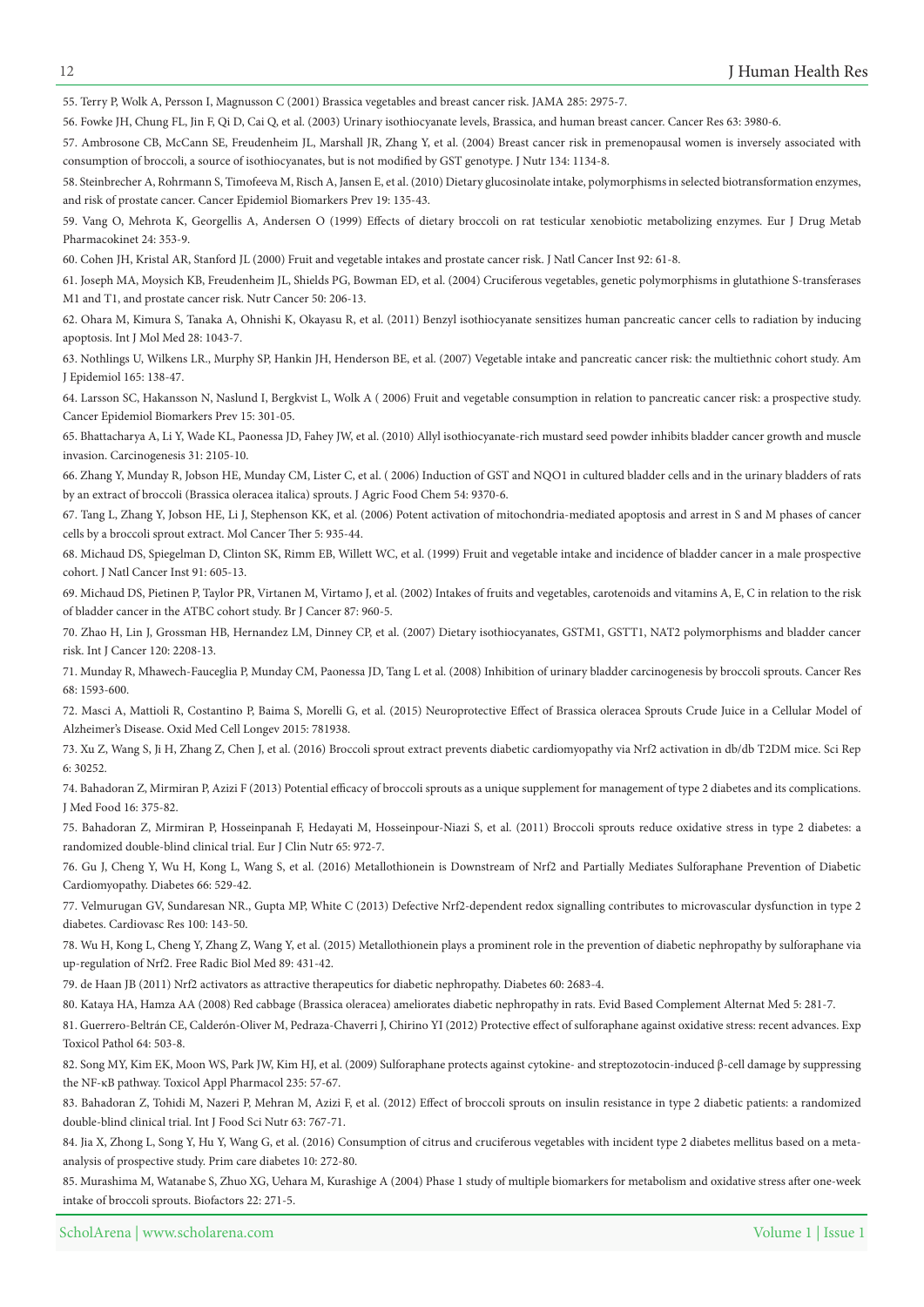55. Terry P, Wolk A, Persson I, Magnusson C (2001) Brassica vegetables and breast cancer risk. JAMA 285: 2975-7.

56. Fowke JH, Chung FL, Jin F, Qi D, Cai Q, et al. (2003) Urinary isothiocyanate levels, Brassica, and human breast cancer. Cancer Res 63: 3980-6.

57. Ambrosone CB, McCann SE, Freudenheim JL, Marshall JR, Zhang Y, et al. (2004) Breast cancer risk in premenopausal women is inversely associated with consumption of broccoli, a source of isothiocyanates, but is not modified by GST genotype. J Nutr 134: 1134-8.

58. Steinbrecher A, Rohrmann S, Timofeeva M, Risch A, Jansen E, et al. (2010) Dietary glucosinolate intake, polymorphisms in selected biotransformation enzymes, and risk of prostate cancer. Cancer Epidemiol Biomarkers Prev 19: 135-43.

59. Vang O, Mehrota K, Georgellis A, Andersen O (1999) Effects of dietary broccoli on rat testicular xenobiotic metabolizing enzymes. Eur J Drug Metab Pharmacokinet 24: 353-9.

60. Cohen JH, Kristal AR, Stanford JL (2000) Fruit and vegetable intakes and prostate cancer risk. J Natl Cancer Inst 92: 61-8.

61. Joseph MA, Moysich KB, Freudenheim JL, Shields PG, Bowman ED, et al. (2004) Cruciferous vegetables, genetic polymorphisms in glutathione S-transferases M1 and T1, and prostate cancer risk. Nutr Cancer 50: 206-13.

62. Ohara M, Kimura S, Tanaka A, Ohnishi K, Okayasu R, et al. (2011) Benzyl isothiocyanate sensitizes human pancreatic cancer cells to radiation by inducing apoptosis. Int J Mol Med 28: 1043-7.

63. Nothlings U, Wilkens LR., Murphy SP, Hankin JH, Henderson BE, et al. (2007) Vegetable intake and pancreatic cancer risk: the multiethnic cohort study. Am J Epidemiol 165: 138-47.

64. Larsson SC, Hakansson N, Naslund I, Bergkvist L, Wolk A ( 2006) Fruit and vegetable consumption in relation to pancreatic cancer risk: a prospective study. Cancer Epidemiol Biomarkers Prev 15: 301-05.

65. Bhattacharya A, Li Y, Wade KL, Paonessa JD, Fahey JW, et al. (2010) Allyl isothiocyanate-rich mustard seed powder inhibits bladder cancer growth and muscle invasion. Carcinogenesis 31: 2105-10.

66. Zhang Y, Munday R, Jobson HE, Munday CM, Lister C, et al. ( 2006) Induction of GST and NQO1 in cultured bladder cells and in the urinary bladders of rats by an extract of broccoli (Brassica oleracea italica) sprouts. J Agric Food Chem 54: 9370-6.

67. Tang L, Zhang Y, Jobson HE, Li J, Stephenson KK, et al. (2006) Potent activation of mitochondria-mediated apoptosis and arrest in S and M phases of cancer cells by a broccoli sprout extract. Mol Cancer Ther 5: 935-44.

68. Michaud DS, Spiegelman D, Clinton SK, Rimm EB, Willett WC, et al. (1999) Fruit and vegetable intake and incidence of bladder cancer in a male prospective cohort. J Natl Cancer Inst 91: 605-13.

69. Michaud DS, Pietinen P, Taylor PR, Virtanen M, Virtamo J, et al. (2002) Intakes of fruits and vegetables, carotenoids and vitamins A, E, C in relation to the risk of bladder cancer in the ATBC cohort study. Br J Cancer 87: 960-5.

70. Zhao H, Lin J, Grossman HB, Hernandez LM, Dinney CP, et al. (2007) Dietary isothiocyanates, GSTM1, GSTT1, NAT2 polymorphisms and bladder cancer risk. Int J Cancer 120: 2208-13.

71. Munday R, Mhawech-Fauceglia P, Munday CM, Paonessa JD, Tang L et al. (2008) Inhibition of urinary bladder carcinogenesis by broccoli sprouts. Cancer Res 68: 1593-600.

72. Masci A, Mattioli R, Costantino P, Baima S, Morelli G, et al. (2015) Neuroprotective Effect of Brassica oleracea Sprouts Crude Juice in a Cellular Model of Alzheimer's Disease. Oxid Med Cell Longev 2015: 781938.

73. Xu Z, Wang S, Ji H, Zhang Z, Chen J, et al. (2016) Broccoli sprout extract prevents diabetic cardiomyopathy via Nrf2 activation in db/db T2DM mice. Sci Rep 6: 30252.

74. Bahadoran Z, Mirmiran P, Azizi F (2013) Potential efficacy of broccoli sprouts as a unique supplement for management of type 2 diabetes and its complications. J Med Food 16: 375-82.

75. Bahadoran Z, Mirmiran P, Hosseinpanah F, Hedayati M, Hosseinpour-Niazi S, et al. (2011) Broccoli sprouts reduce oxidative stress in type 2 diabetes: a randomized double-blind clinical trial. Eur J Clin Nutr 65: 972-7.

76. Gu J, Cheng Y, Wu H, Kong L, Wang S, et al. (2016) Metallothionein is Downstream of Nrf2 and Partially Mediates Sulforaphane Prevention of Diabetic Cardiomyopathy. Diabetes 66: 529-42.

77. Velmurugan GV, Sundaresan NR., Gupta MP, White C (2013) Defective Nrf2-dependent redox signalling contributes to microvascular dysfunction in type 2 diabetes. Cardiovasc Res 100: 143-50.

78. Wu H, Kong L, Cheng Y, Zhang Z, Wang Y, et al. (2015) Metallothionein plays a prominent role in the prevention of diabetic nephropathy by sulforaphane via up-regulation of Nrf2. Free Radic Biol Med 89: 431-42.

79. de Haan JB (2011) Nrf2 activators as attractive therapeutics for diabetic nephropathy. Diabetes 60: 2683-4.

80. Kataya HA, Hamza AA (2008) Red cabbage (Brassica oleracea) ameliorates diabetic nephropathy in rats. Evid Based Complement Alternat Med 5: 281-7.

81. Guerrero-Beltrán CE, Calderón-Oliver M, Pedraza-Chaverri J, Chirino YI (2012) Protective effect of sulforaphane against oxidative stress: recent advances. Exp Toxicol Pathol 64: 503-8.

82. Song MY, Kim EK, Moon WS, Park JW, Kim HJ, et al. (2009) Sulforaphane protects against cytokine- and streptozotocin-induced β-cell damage by suppressing the NF-κB pathway. Toxicol Appl Pharmacol 235: 57-67.

83. Bahadoran Z, Tohidi M, Nazeri P, Mehran M, Azizi F, et al. (2012) Effect of broccoli sprouts on insulin resistance in type 2 diabetic patients: a randomized double-blind clinical trial. Int J Food Sci Nutr 63: 767-71.

84. Jia X, Zhong L, Song Y, Hu Y, Wang G, et al. (2016) Consumption of citrus and cruciferous vegetables with incident type 2 diabetes mellitus based on a meta-analysis of prospective study. Prim care diabetes 10: 272-80.

85. Murashima M, Watanabe S, Zhuo XG, Uehara M, Kurashige A (2004) Phase 1 study of multiple biomarkers for metabolism and oxidative stress after one-week intake of broccoli sprouts. Biofactors 22: 271-5.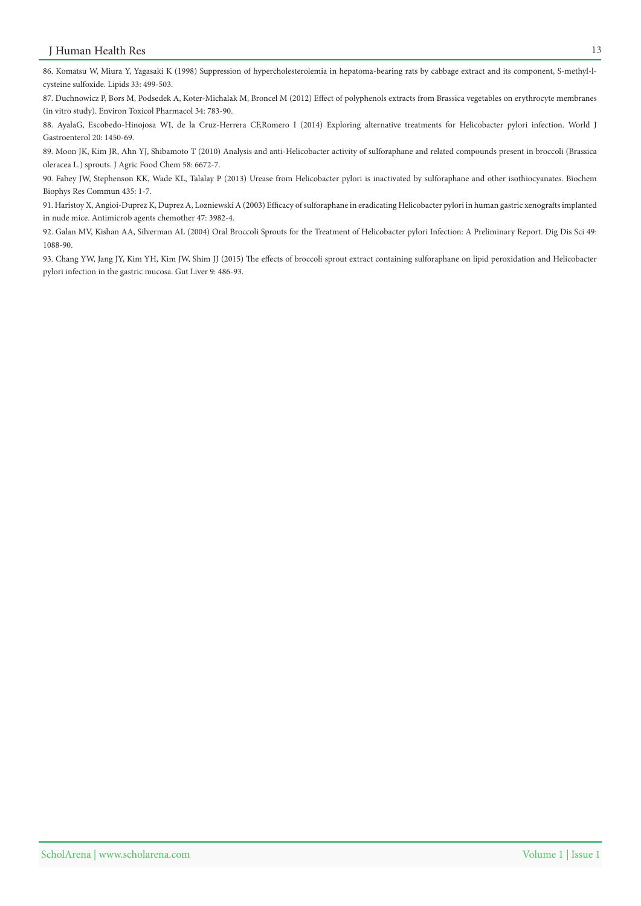86. Komatsu W, Miura Y, Yagasaki K (1998) Suppression of hypercholesterolemia in hepatoma-bearing rats by cabbage extract and its component, S-methyl-l-cysteine sulfoxide. Lipids 33: 499-503.

87. Duchnowicz P, Bors M, Podsedek A, Koter-Michalak M, Broncel M (2012) Effect of polyphenols extracts from Brassica vegetables on erythrocyte membranes (in vitro study). Environ Toxicol Pharmacol 34: 783-90.

88. AyalaG, Escobedo-Hinojosa WI, de la Cruz-Herrera CF,Romero I (2014) Exploring alternative treatments for Helicobacter pylori infection. World J Gastroenterol 20: 1450-69.

89. Moon JK, Kim JR, Ahn YJ, Shibamoto T (2010) Analysis and anti-Helicobacter activity of sulforaphane and related compounds present in broccoli (Brassica oleracea L.) sprouts. J Agric Food Chem 58: 6672-7.

90. Fahey JW, Stephenson KK, Wade KL, Talalay P (2013) Urease from Helicobacter pylori is inactivated by sulforaphane and other isothiocyanates. Biochem Biophys Res Commun 435: 1-7.

91. Haristoy X, Angioi-Duprez K, Duprez A, Lozniewski A (2003) Efficacy of sulforaphane in eradicating Helicobacter pylori in human gastric xenografts implanted in nude mice. Antimicrob agents chemother 47: 3982-4.

92. Galan MV, Kishan AA, Silverman AL (2004) Oral Broccoli Sprouts for the Treatment of Helicobacter pylori Infection: A Preliminary Report. Dig Dis Sci 49: 1088-90.

93. Chang YW, Jang JY, Kim YH, Kim JW, Shim JJ (2015) The effects of broccoli sprout extract containing sulforaphane on lipid peroxidation and Helicobacter pylori infection in the gastric mucosa. Gut Liver 9: 486-93.